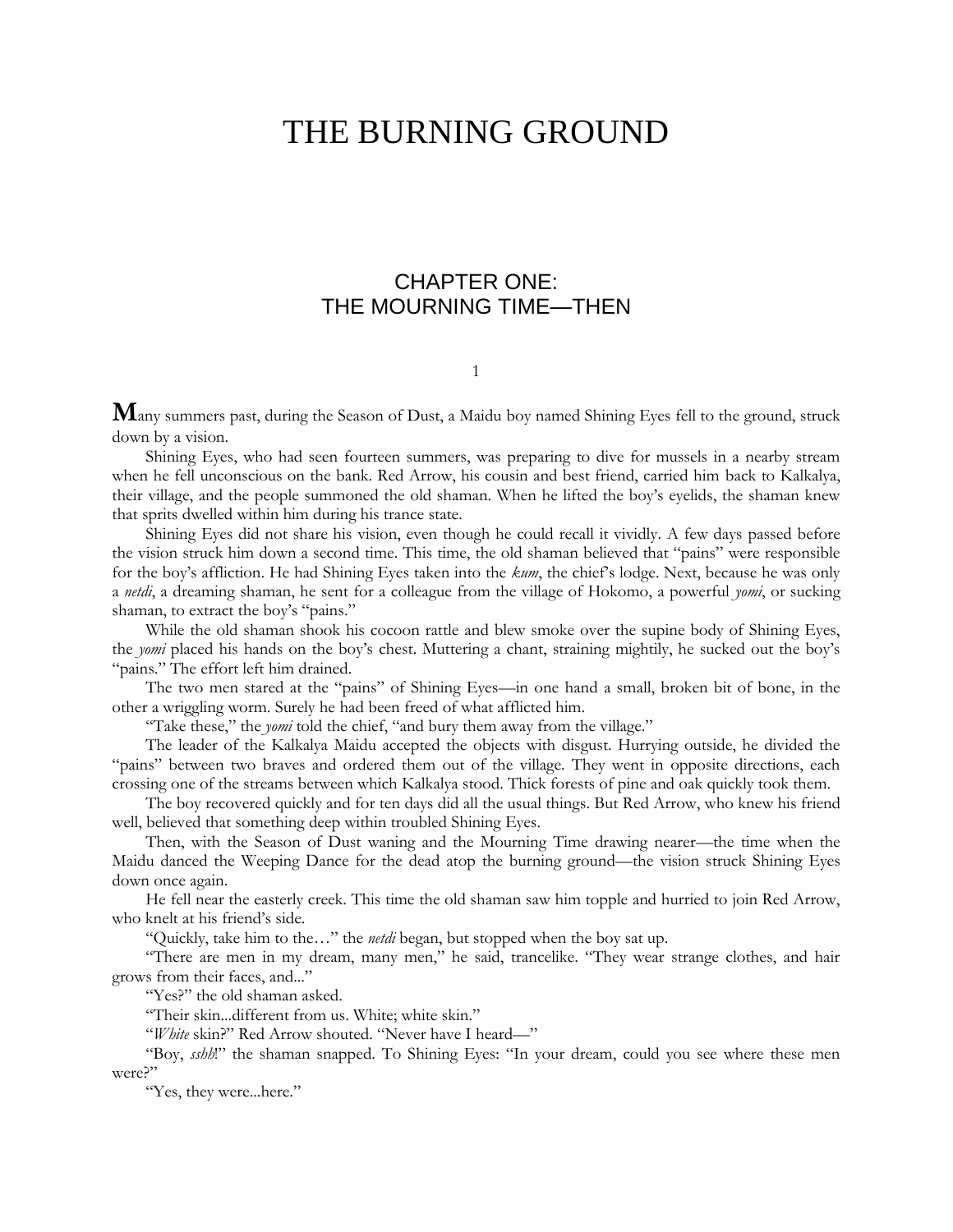# THE BURNING GROUND

## CHAPTER ONE:
## THE MOURNING TIME—THEN

### 1

**M**any summers past, during the Season of Dust, a Maidu boy named Shining Eyes fell to the ground, struck down by a vision.

Shining Eyes, who had seen fourteen summers, was preparing to dive for mussels in a nearby stream when he fell unconscious on the bank. Red Arrow, his cousin and best friend, carried him back to Kalkalya, their village, and the people summoned the old shaman. When he lifted the boy's eyelids, the shaman knew that sprits dwelled within him during his trance state.

Shining Eyes did not share his vision, even though he could recall it vividly. A few days passed before the vision struck him down a second time. This time, the old shaman believed that "pains" were responsible for the boy's affliction. He had Shining Eyes taken into the *kum*, the chief's lodge. Next, because he was only a *netdi*, a dreaming shaman, he sent for a colleague from the village of Hokomo, a powerful *yomi*, or sucking shaman, to extract the boy's "pains."

While the old shaman shook his cocoon rattle and blew smoke over the supine body of Shining Eyes, the *yomi* placed his hands on the boy's chest. Muttering a chant, straining mightily, he sucked out the boy's "pains." The effort left him drained.

The two men stared at the "pains" of Shining Eyes—in one hand a small, broken bit of bone, in the other a wriggling worm. Surely he had been freed of what afflicted him.

"Take these," the *yomi* told the chief, "and bury them away from the village."

The leader of the Kalkalya Maidu accepted the objects with disgust. Hurrying outside, he divided the "pains" between two braves and ordered them out of the village. They went in opposite directions, each crossing one of the streams between which Kalkalya stood. Thick forests of pine and oak quickly took them.

The boy recovered quickly and for ten days did all the usual things. But Red Arrow, who knew his friend well, believed that something deep within troubled Shining Eyes.

Then, with the Season of Dust waning and the Mourning Time drawing nearer—the time when the Maidu danced the Weeping Dance for the dead atop the burning ground—the vision struck Shining Eyes down once again.

He fell near the easterly creek. This time the old shaman saw him topple and hurried to join Red Arrow, who knelt at his friend's side.

"Quickly, take him to the…" the *netdi* began, but stopped when the boy sat up.

"There are men in my dream, many men," he said, trancelike. "They wear strange clothes, and hair grows from their faces, and..."

"Yes?" the old shaman asked.

"Their skin...different from us. White; white skin."

"*White* skin?" Red Arrow shouted. "Never have I heard—"

"Boy, *sshh*!" the shaman snapped. To Shining Eyes: "In your dream, could you see where these men were?"

"Yes, they were...here."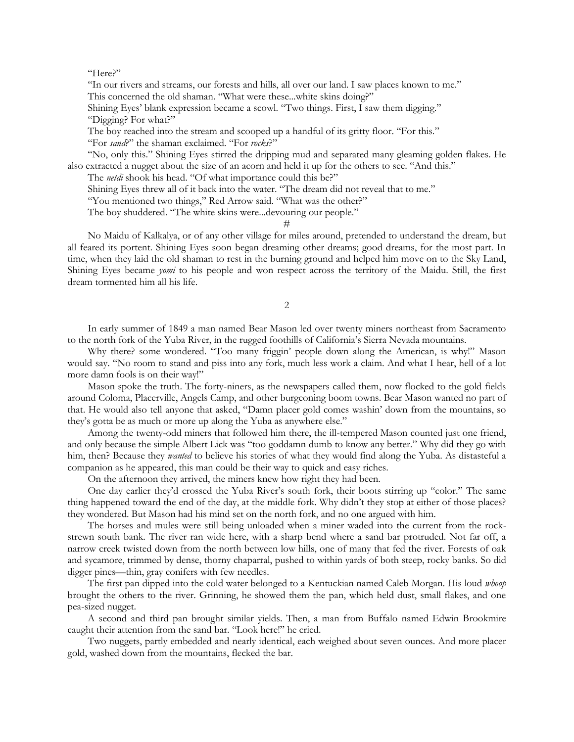"Here?"

"In our rivers and streams, our forests and hills, all over our land. I saw places known to me."

This concerned the old shaman. "What were these...white skins doing?"

Shining Eyes' blank expression became a scowl. "Two things. First, I saw them digging."

"Digging? For what?"

The boy reached into the stream and scooped up a handful of its gritty floor. "For this."

"For *sand*?" the shaman exclaimed. "For *rocks*?"

"No, only this." Shining Eyes stirred the dripping mud and separated many gleaming golden flakes. He also extracted a nugget about the size of an acorn and held it up for the others to see. "And this."

The *netdi* shook his head. "Of what importance could this be?"

Shining Eyes threw all of it back into the water. "The dream did not reveal that to me."

"You mentioned two things," Red Arrow said. "What was the other?"

The boy shuddered. "The white skins were...devouring our people."

#

No Maidu of Kalkalya, or of any other village for miles around, pretended to understand the dream, but all feared its portent. Shining Eyes soon began dreaming other dreams; good dreams, for the most part. In time, when they laid the old shaman to rest in the burning ground and helped him move on to the Sky Land, Shining Eyes became *yomi* to his people and won respect across the territory of the Maidu. Still, the first dream tormented him all his life.

## 2

In early summer of 1849 a man named Bear Mason led over twenty miners northeast from Sacramento to the north fork of the Yuba River, in the rugged foothills of California's Sierra Nevada mountains.

Why there? some wondered. "Too many friggin' people down along the American, is why!" Mason would say. "No room to stand and piss into any fork, much less work a claim. And what I hear, hell of a lot more damn fools is on their way!"

Mason spoke the truth. The forty-niners, as the newspapers called them, now flocked to the gold fields around Coloma, Placerville, Angels Camp, and other burgeoning boom towns. Bear Mason wanted no part of that. He would also tell anyone that asked, "Damn placer gold comes washin' down from the mountains, so they's gotta be as much or more up along the Yuba as anywhere else."

Among the twenty-odd miners that followed him there, the ill-tempered Mason counted just one friend, and only because the simple Albert Lick was "too goddamn dumb to know any better." Why did they go with him, then? Because they *wanted* to believe his stories of what they would find along the Yuba. As distasteful a companion as he appeared, this man could be their way to quick and easy riches.

On the afternoon they arrived, the miners knew how right they had been.

One day earlier they'd crossed the Yuba River's south fork, their boots stirring up "color." The same thing happened toward the end of the day, at the middle fork. Why didn't they stop at either of those places? they wondered. But Mason had his mind set on the north fork, and no one argued with him.

The horses and mules were still being unloaded when a miner waded into the current from the rock-strewn south bank. The river ran wide here, with a sharp bend where a sand bar protruded. Not far off, a narrow creek twisted down from the north between low hills, one of many that fed the river. Forests of oak and sycamore, trimmed by dense, thorny chaparral, pushed to within yards of both steep, rocky banks. So did digger pines—thin, gray conifers with few needles.

The first pan dipped into the cold water belonged to a Kentuckian named Caleb Morgan. His loud *whoop* brought the others to the river. Grinning, he showed them the pan, which held dust, small flakes, and one pea-sized nugget.

A second and third pan brought similar yields. Then, a man from Buffalo named Edwin Brookmire caught their attention from the sand bar. "Look here!" he cried.

Two nuggets, partly embedded and nearly identical, each weighed about seven ounces. And more placer gold, washed down from the mountains, flecked the bar.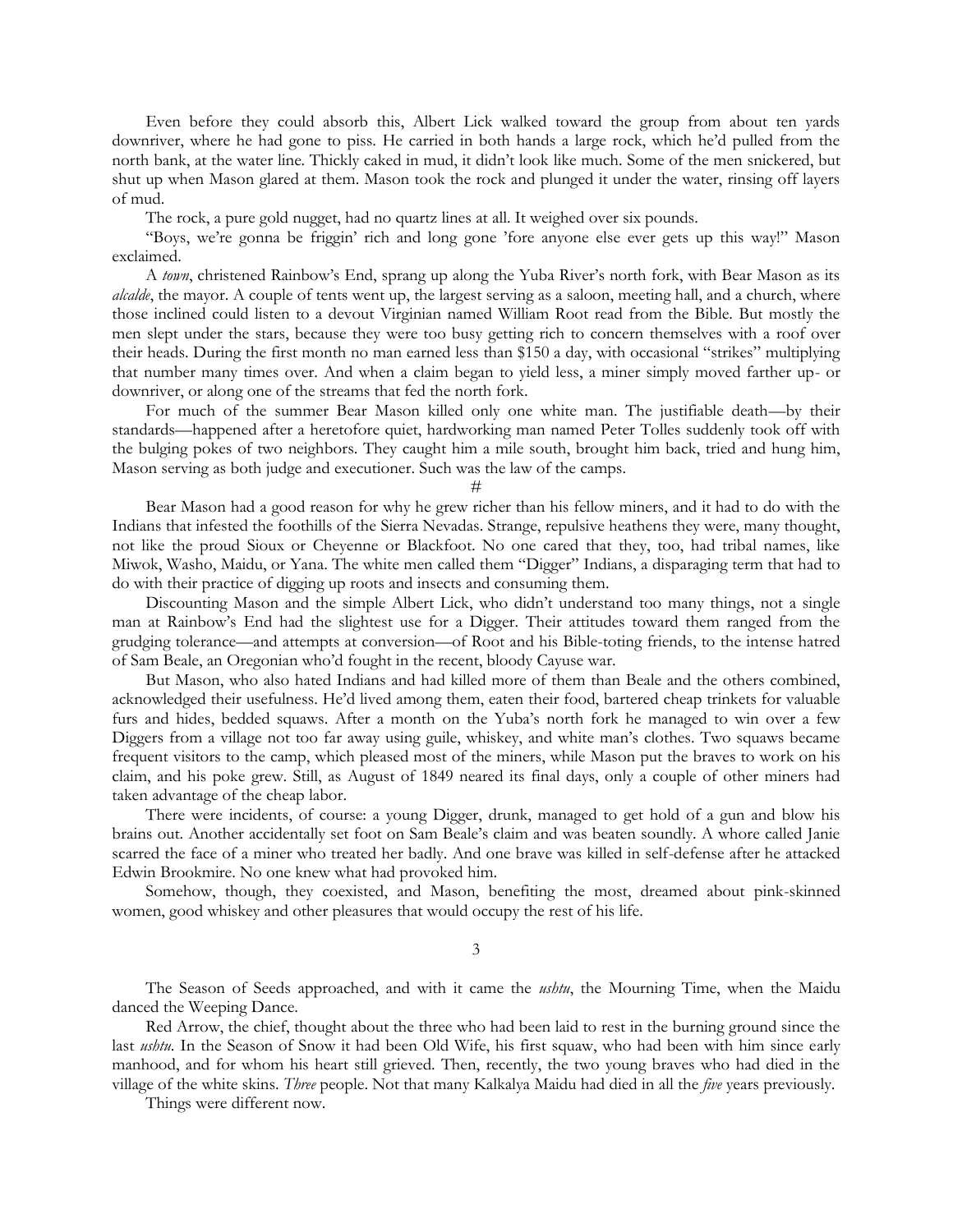Even before they could absorb this, Albert Lick walked toward the group from about ten yards downriver, where he had gone to piss. He carried in both hands a large rock, which he'd pulled from the north bank, at the water line. Thickly caked in mud, it didn't look like much. Some of the men snickered, but shut up when Mason glared at them. Mason took the rock and plunged it under the water, rinsing off layers of mud.

The rock, a pure gold nugget, had no quartz lines at all. It weighed over six pounds.

"Boys, we're gonna be friggin' rich and long gone 'fore anyone else ever gets up this way!" Mason exclaimed.

A *town*, christened Rainbow's End, sprang up along the Yuba River's north fork, with Bear Mason as its *alcalde*, the mayor. A couple of tents went up, the largest serving as a saloon, meeting hall, and a church, where those inclined could listen to a devout Virginian named William Root read from the Bible. But mostly the men slept under the stars, because they were too busy getting rich to concern themselves with a roof over their heads. During the first month no man earned less than $150 a day, with occasional "strikes" multiplying that number many times over. And when a claim began to yield less, a miner simply moved farther up- or downriver, or along one of the streams that fed the north fork.

For much of the summer Bear Mason killed only one white man. The justifiable death—by their standards—happened after a heretofore quiet, hardworking man named Peter Tolles suddenly took off with the bulging pokes of two neighbors. They caught him a mile south, brought him back, tried and hung him, Mason serving as both judge and executioner. Such was the law of the camps.

#

Bear Mason had a good reason for why he grew richer than his fellow miners, and it had to do with the Indians that infested the foothills of the Sierra Nevadas. Strange, repulsive heathens they were, many thought, not like the proud Sioux or Cheyenne or Blackfoot. No one cared that they, too, had tribal names, like Miwok, Washo, Maidu, or Yana. The white men called them "Digger" Indians, a disparaging term that had to do with their practice of digging up roots and insects and consuming them.

Discounting Mason and the simple Albert Lick, who didn't understand too many things, not a single man at Rainbow's End had the slightest use for a Digger. Their attitudes toward them ranged from the grudging tolerance—and attempts at conversion—of Root and his Bible-toting friends, to the intense hatred of Sam Beale, an Oregonian who'd fought in the recent, bloody Cayuse war.

But Mason, who also hated Indians and had killed more of them than Beale and the others combined, acknowledged their usefulness. He'd lived among them, eaten their food, bartered cheap trinkets for valuable furs and hides, bedded squaws. After a month on the Yuba's north fork he managed to win over a few Diggers from a village not too far away using guile, whiskey, and white man's clothes. Two squaws became frequent visitors to the camp, which pleased most of the miners, while Mason put the braves to work on his claim, and his poke grew. Still, as August of 1849 neared its final days, only a couple of other miners had taken advantage of the cheap labor.

There were incidents, of course: a young Digger, drunk, managed to get hold of a gun and blow his brains out. Another accidentally set foot on Sam Beale's claim and was beaten soundly. A whore called Janie scarred the face of a miner who treated her badly. And one brave was killed in self-defense after he attacked Edwin Brookmire. No one knew what had provoked him.

Somehow, though, they coexisted, and Mason, benefiting the most, dreamed about pink-skinned women, good whiskey and other pleasures that would occupy the rest of his life.

## 3

The Season of Seeds approached, and with it came the *ushtu*, the Mourning Time, when the Maidu danced the Weeping Dance.

Red Arrow, the chief, thought about the three who had been laid to rest in the burning ground since the last *ushtu*. In the Season of Snow it had been Old Wife, his first squaw, who had been with him since early manhood, and for whom his heart still grieved. Then, recently, the two young braves who had died in the village of the white skins. *Three* people. Not that many Kalkalya Maidu had died in all the *five* years previously.

Things were different now.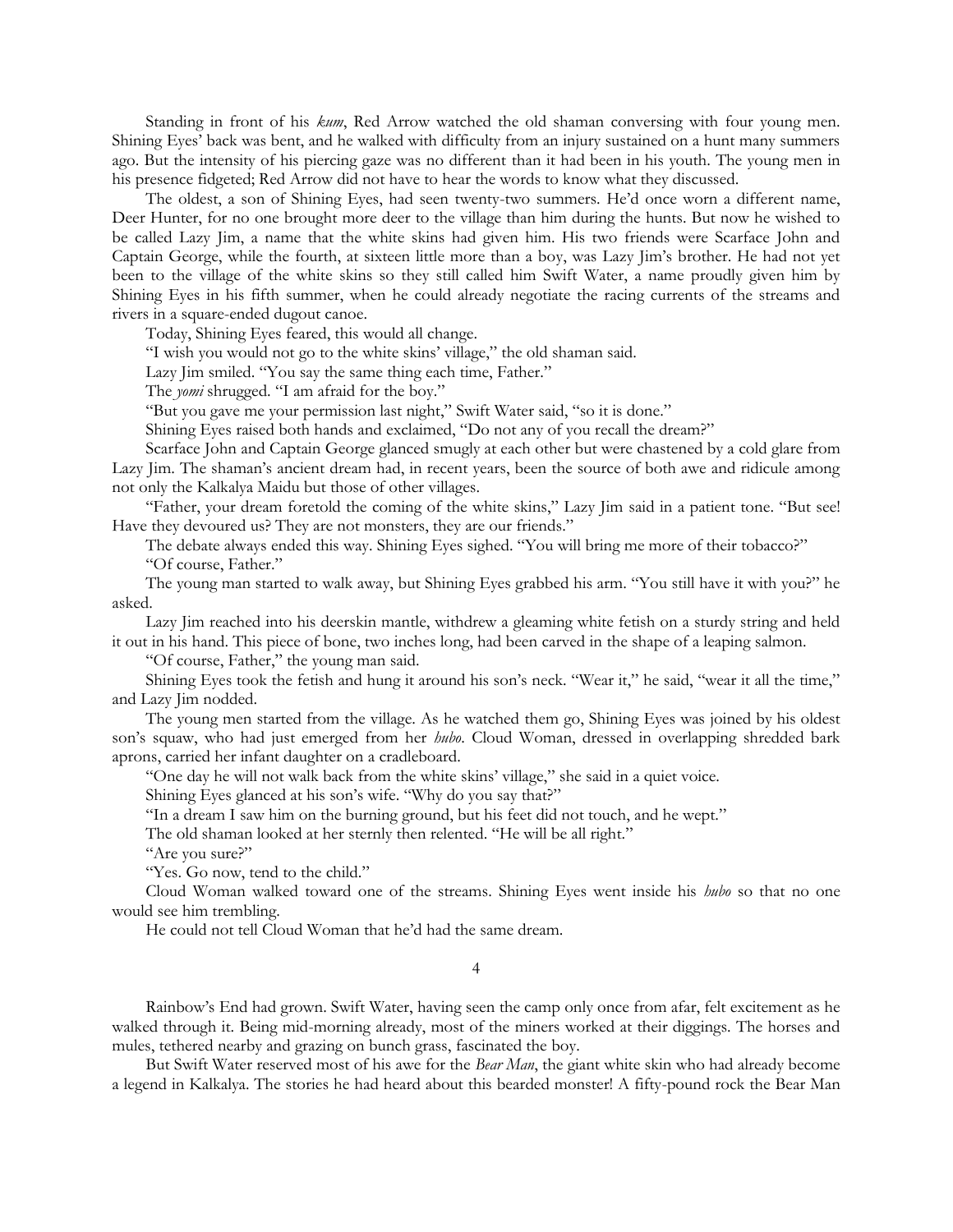Standing in front of his *kum*, Red Arrow watched the old shaman conversing with four young men. Shining Eyes' back was bent, and he walked with difficulty from an injury sustained on a hunt many summers ago. But the intensity of his piercing gaze was no different than it had been in his youth. The young men in his presence fidgeted; Red Arrow did not have to hear the words to know what they discussed.

The oldest, a son of Shining Eyes, had seen twenty-two summers. He'd once worn a different name, Deer Hunter, for no one brought more deer to the village than him during the hunts. But now he wished to be called Lazy Jim, a name that the white skins had given him. His two friends were Scarface John and Captain George, while the fourth, at sixteen little more than a boy, was Lazy Jim's brother. He had not yet been to the village of the white skins so they still called him Swift Water, a name proudly given him by Shining Eyes in his fifth summer, when he could already negotiate the racing currents of the streams and rivers in a square-ended dugout canoe.

Today, Shining Eyes feared, this would all change.

"I wish you would not go to the white skins' village," the old shaman said.

Lazy Jim smiled. "You say the same thing each time, Father."

The *yomi* shrugged. "I am afraid for the boy."

"But you gave me your permission last night," Swift Water said, "so it is done."

Shining Eyes raised both hands and exclaimed, "Do not any of you recall the dream?"

Scarface John and Captain George glanced smugly at each other but were chastened by a cold glare from Lazy Jim. The shaman's ancient dream had, in recent years, been the source of both awe and ridicule among not only the Kalkalya Maidu but those of other villages.

"Father, your dream foretold the coming of the white skins," Lazy Jim said in a patient tone. "But see! Have they devoured us? They are not monsters, they are our friends."

The debate always ended this way. Shining Eyes sighed. "You will bring me more of their tobacco?"

"Of course, Father."

The young man started to walk away, but Shining Eyes grabbed his arm. "You still have it with you?" he asked.

Lazy Jim reached into his deerskin mantle, withdrew a gleaming white fetish on a sturdy string and held it out in his hand. This piece of bone, two inches long, had been carved in the shape of a leaping salmon.

"Of course, Father," the young man said.

Shining Eyes took the fetish and hung it around his son's neck. "Wear it," he said, "wear it all the time," and Lazy Jim nodded.

The young men started from the village. As he watched them go, Shining Eyes was joined by his oldest son's squaw, who had just emerged from her *hubo*. Cloud Woman, dressed in overlapping shredded bark aprons, carried her infant daughter on a cradleboard.

"One day he will not walk back from the white skins' village," she said in a quiet voice.

Shining Eyes glanced at his son's wife. "Why do you say that?"

"In a dream I saw him on the burning ground, but his feet did not touch, and he wept."

The old shaman looked at her sternly then relented. "He will be all right."

"Are you sure?"

"Yes. Go now, tend to the child."

Cloud Woman walked toward one of the streams. Shining Eyes went inside his *hubo* so that no one would see him trembling.

He could not tell Cloud Woman that he'd had the same dream.

## 4

Rainbow's End had grown. Swift Water, having seen the camp only once from afar, felt excitement as he walked through it. Being mid-morning already, most of the miners worked at their diggings. The horses and mules, tethered nearby and grazing on bunch grass, fascinated the boy.

But Swift Water reserved most of his awe for the *Bear Man*, the giant white skin who had already become a legend in Kalkalya. The stories he had heard about this bearded monster! A fifty-pound rock the Bear Man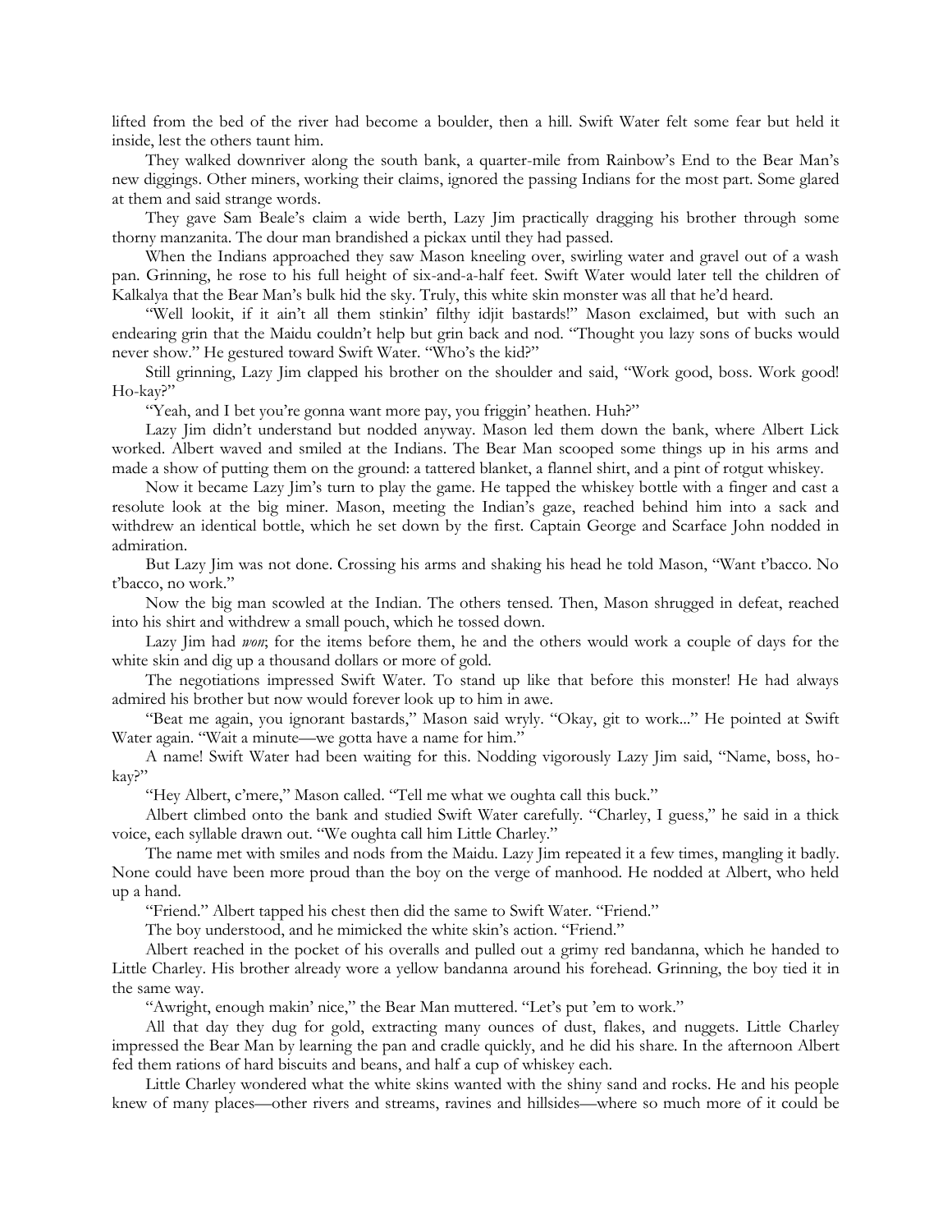lifted from the bed of the river had become a boulder, then a hill. Swift Water felt some fear but held it inside, lest the others taunt him.

They walked downriver along the south bank, a quarter-mile from Rainbow's End to the Bear Man's new diggings. Other miners, working their claims, ignored the passing Indians for the most part. Some glared at them and said strange words.

They gave Sam Beale's claim a wide berth, Lazy Jim practically dragging his brother through some thorny manzanita. The dour man brandished a pickax until they had passed.

When the Indians approached they saw Mason kneeling over, swirling water and gravel out of a wash pan. Grinning, he rose to his full height of six-and-a-half feet. Swift Water would later tell the children of Kalkalya that the Bear Man's bulk hid the sky. Truly, this white skin monster was all that he'd heard.

"Well lookit, if it ain't all them stinkin' filthy idjit bastards!" Mason exclaimed, but with such an endearing grin that the Maidu couldn't help but grin back and nod. "Thought you lazy sons of bucks would never show." He gestured toward Swift Water. "Who's the kid?"

Still grinning, Lazy Jim clapped his brother on the shoulder and said, "Work good, boss. Work good! Ho-kay?"

"Yeah, and I bet you're gonna want more pay, you friggin' heathen. Huh?"

Lazy Jim didn't understand but nodded anyway. Mason led them down the bank, where Albert Lick worked. Albert waved and smiled at the Indians. The Bear Man scooped some things up in his arms and made a show of putting them on the ground: a tattered blanket, a flannel shirt, and a pint of rotgut whiskey.

Now it became Lazy Jim's turn to play the game. He tapped the whiskey bottle with a finger and cast a resolute look at the big miner. Mason, meeting the Indian's gaze, reached behind him into a sack and withdrew an identical bottle, which he set down by the first. Captain George and Scarface John nodded in admiration.

But Lazy Jim was not done. Crossing his arms and shaking his head he told Mason, "Want t'bacco. No t'bacco, no work."

Now the big man scowled at the Indian. The others tensed. Then, Mason shrugged in defeat, reached into his shirt and withdrew a small pouch, which he tossed down.

Lazy Jim had *won*; for the items before them, he and the others would work a couple of days for the white skin and dig up a thousand dollars or more of gold.

The negotiations impressed Swift Water. To stand up like that before this monster! He had always admired his brother but now would forever look up to him in awe.

"Beat me again, you ignorant bastards," Mason said wryly. "Okay, git to work..." He pointed at Swift Water again. "Wait a minute—we gotta have a name for him."

A name! Swift Water had been waiting for this. Nodding vigorously Lazy Jim said, "Name, boss, ho-kay?"

"Hey Albert, c'mere," Mason called. "Tell me what we oughta call this buck."

Albert climbed onto the bank and studied Swift Water carefully. "Charley, I guess," he said in a thick voice, each syllable drawn out. "We oughta call him Little Charley."

The name met with smiles and nods from the Maidu. Lazy Jim repeated it a few times, mangling it badly. None could have been more proud than the boy on the verge of manhood. He nodded at Albert, who held up a hand.

"Friend." Albert tapped his chest then did the same to Swift Water. "Friend."

The boy understood, and he mimicked the white skin's action. "Friend."

Albert reached in the pocket of his overalls and pulled out a grimy red bandanna, which he handed to Little Charley. His brother already wore a yellow bandanna around his forehead. Grinning, the boy tied it in the same way.

"Awright, enough makin' nice," the Bear Man muttered. "Let's put 'em to work."

All that day they dug for gold, extracting many ounces of dust, flakes, and nuggets. Little Charley impressed the Bear Man by learning the pan and cradle quickly, and he did his share. In the afternoon Albert fed them rations of hard biscuits and beans, and half a cup of whiskey each.

Little Charley wondered what the white skins wanted with the shiny sand and rocks. He and his people knew of many places—other rivers and streams, ravines and hillsides—where so much more of it could be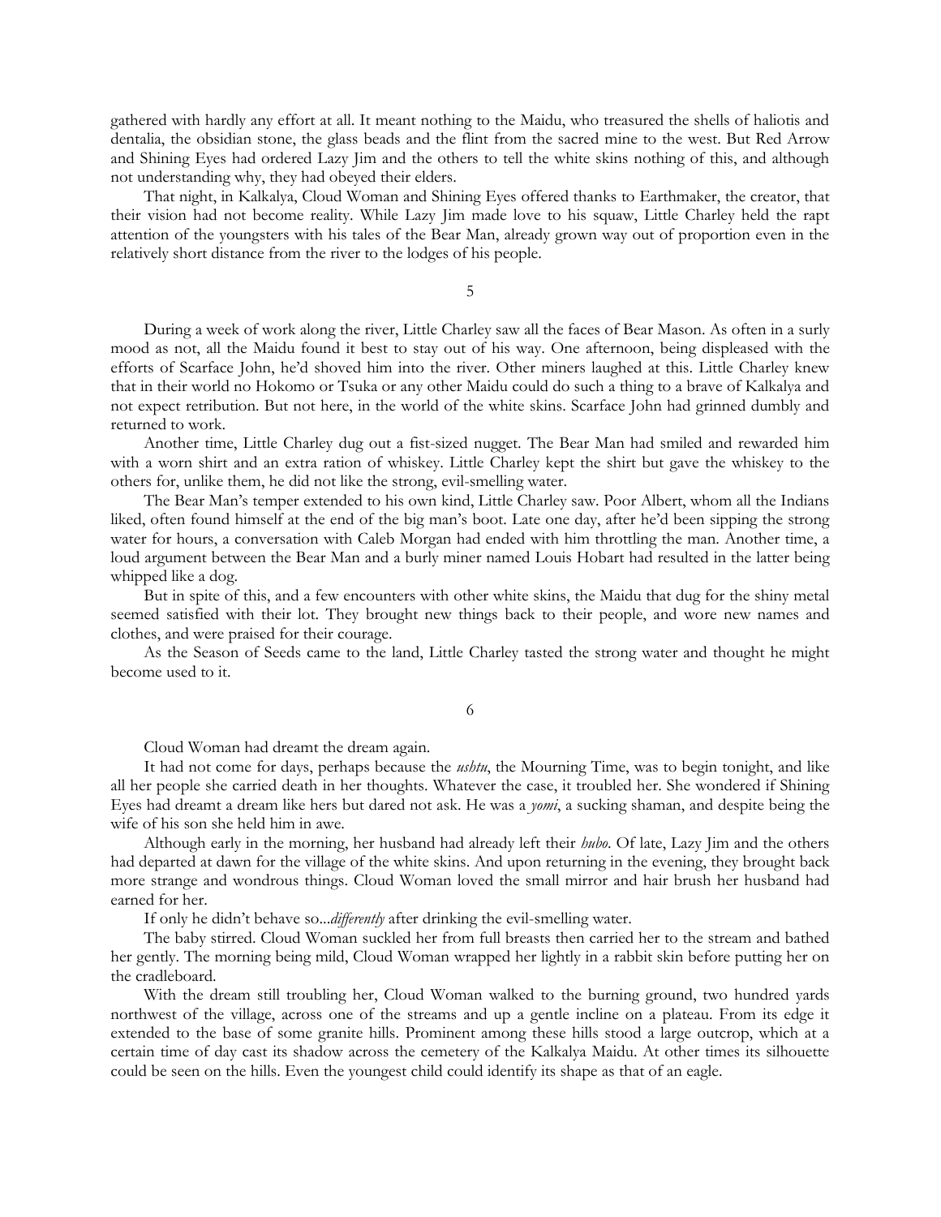gathered with hardly any effort at all. It meant nothing to the Maidu, who treasured the shells of haliotis and dentalia, the obsidian stone, the glass beads and the flint from the sacred mine to the west. But Red Arrow and Shining Eyes had ordered Lazy Jim and the others to tell the white skins nothing of this, and although not understanding why, they had obeyed their elders.

That night, in Kalkalya, Cloud Woman and Shining Eyes offered thanks to Earthmaker, the creator, that their vision had not become reality. While Lazy Jim made love to his squaw, Little Charley held the rapt attention of the youngsters with his tales of the Bear Man, already grown way out of proportion even in the relatively short distance from the river to the lodges of his people.

5

During a week of work along the river, Little Charley saw all the faces of Bear Mason. As often in a surly mood as not, all the Maidu found it best to stay out of his way. One afternoon, being displeased with the efforts of Scarface John, he'd shoved him into the river. Other miners laughed at this. Little Charley knew that in their world no Hokomo or Tsuka or any other Maidu could do such a thing to a brave of Kalkalya and not expect retribution. But not here, in the world of the white skins. Scarface John had grinned dumbly and returned to work.

Another time, Little Charley dug out a fist-sized nugget. The Bear Man had smiled and rewarded him with a worn shirt and an extra ration of whiskey. Little Charley kept the shirt but gave the whiskey to the others for, unlike them, he did not like the strong, evil-smelling water.

The Bear Man's temper extended to his own kind, Little Charley saw. Poor Albert, whom all the Indians liked, often found himself at the end of the big man's boot. Late one day, after he'd been sipping the strong water for hours, a conversation with Caleb Morgan had ended with him throttling the man. Another time, a loud argument between the Bear Man and a burly miner named Louis Hobart had resulted in the latter being whipped like a dog.

But in spite of this, and a few encounters with other white skins, the Maidu that dug for the shiny metal seemed satisfied with their lot. They brought new things back to their people, and wore new names and clothes, and were praised for their courage.

As the Season of Seeds came to the land, Little Charley tasted the strong water and thought he might become used to it.

6

Cloud Woman had dreamt the dream again.

It had not come for days, perhaps because the *ushtu*, the Mourning Time, was to begin tonight, and like all her people she carried death in her thoughts. Whatever the case, it troubled her. She wondered if Shining Eyes had dreamt a dream like hers but dared not ask. He was a *yomi*, a sucking shaman, and despite being the wife of his son she held him in awe.

Although early in the morning, her husband had already left their *hubo*. Of late, Lazy Jim and the others had departed at dawn for the village of the white skins. And upon returning in the evening, they brought back more strange and wondrous things. Cloud Woman loved the small mirror and hair brush her husband had earned for her.

If only he didn't behave so...*differently* after drinking the evil-smelling water.

The baby stirred. Cloud Woman suckled her from full breasts then carried her to the stream and bathed her gently. The morning being mild, Cloud Woman wrapped her lightly in a rabbit skin before putting her on the cradleboard.

With the dream still troubling her, Cloud Woman walked to the burning ground, two hundred yards northwest of the village, across one of the streams and up a gentle incline on a plateau. From its edge it extended to the base of some granite hills. Prominent among these hills stood a large outcrop, which at a certain time of day cast its shadow across the cemetery of the Kalkalya Maidu. At other times its silhouette could be seen on the hills. Even the youngest child could identify its shape as that of an eagle.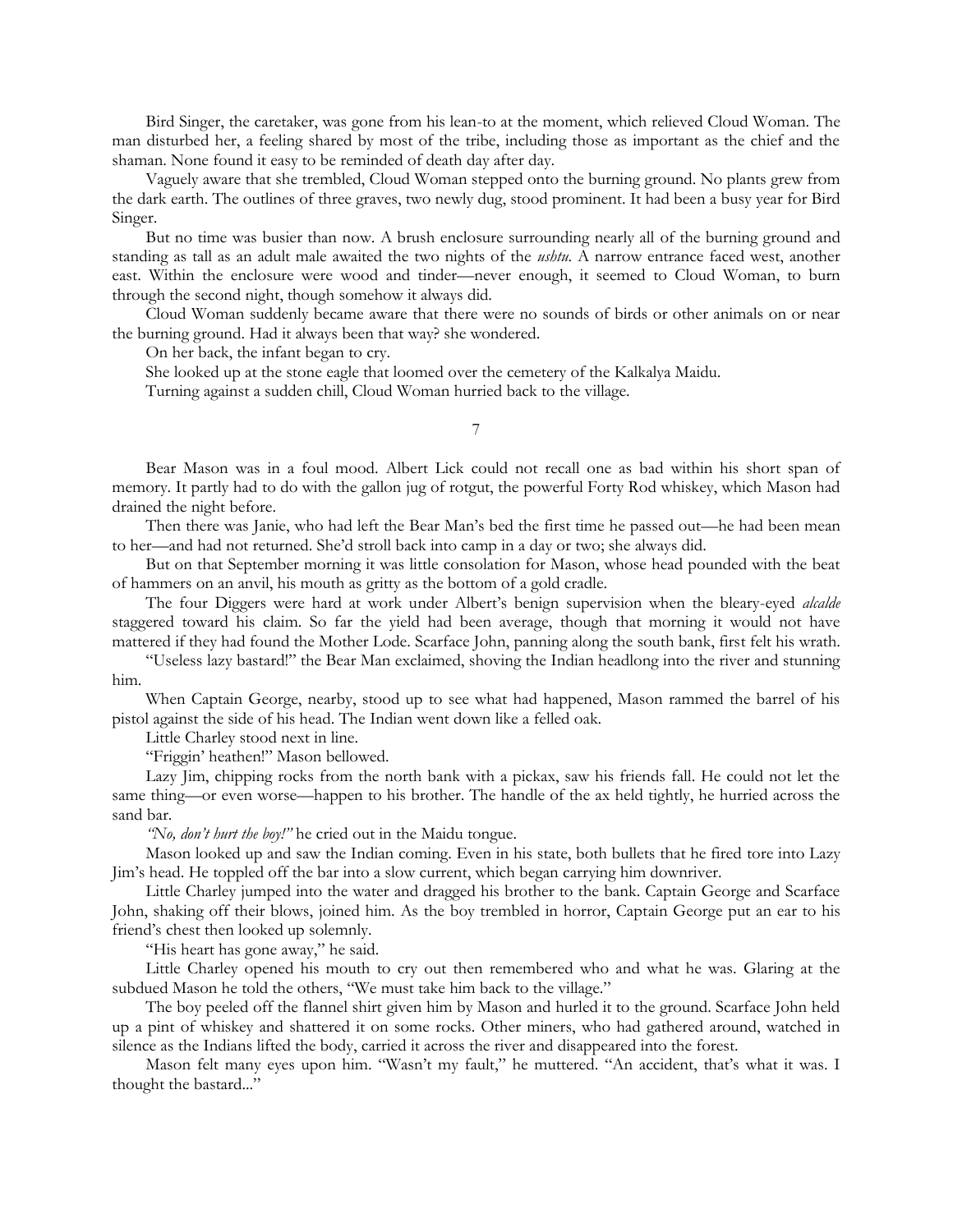Bird Singer, the caretaker, was gone from his lean-to at the moment, which relieved Cloud Woman. The man disturbed her, a feeling shared by most of the tribe, including those as important as the chief and the shaman. None found it easy to be reminded of death day after day.

Vaguely aware that she trembled, Cloud Woman stepped onto the burning ground. No plants grew from the dark earth. The outlines of three graves, two newly dug, stood prominent. It had been a busy year for Bird Singer.

But no time was busier than now. A brush enclosure surrounding nearly all of the burning ground and standing as tall as an adult male awaited the two nights of the *ushtu*. A narrow entrance faced west, another east. Within the enclosure were wood and tinder—never enough, it seemed to Cloud Woman, to burn through the second night, though somehow it always did.

Cloud Woman suddenly became aware that there were no sounds of birds or other animals on or near the burning ground. Had it always been that way? she wondered.

On her back, the infant began to cry.

She looked up at the stone eagle that loomed over the cemetery of the Kalkalya Maidu.

Turning against a sudden chill, Cloud Woman hurried back to the village.

## 7

Bear Mason was in a foul mood. Albert Lick could not recall one as bad within his short span of memory. It partly had to do with the gallon jug of rotgut, the powerful Forty Rod whiskey, which Mason had drained the night before.

Then there was Janie, who had left the Bear Man's bed the first time he passed out—he had been mean to her—and had not returned. She'd stroll back into camp in a day or two; she always did.

But on that September morning it was little consolation for Mason, whose head pounded with the beat of hammers on an anvil, his mouth as gritty as the bottom of a gold cradle.

The four Diggers were hard at work under Albert's benign supervision when the bleary-eyed *alcalde* staggered toward his claim. So far the yield had been average, though that morning it would not have mattered if they had found the Mother Lode. Scarface John, panning along the south bank, first felt his wrath.

"Useless lazy bastard!" the Bear Man exclaimed, shoving the Indian headlong into the river and stunning him.

When Captain George, nearby, stood up to see what had happened, Mason rammed the barrel of his pistol against the side of his head. The Indian went down like a felled oak.

Little Charley stood next in line.

"Friggin' heathen!" Mason bellowed.

Lazy Jim, chipping rocks from the north bank with a pickax, saw his friends fall. He could not let the same thing—or even worse—happen to his brother. The handle of the ax held tightly, he hurried across the sand bar.

*"No, don't hurt the boy!"* he cried out in the Maidu tongue.

Mason looked up and saw the Indian coming. Even in his state, both bullets that he fired tore into Lazy Jim's head. He toppled off the bar into a slow current, which began carrying him downriver.

Little Charley jumped into the water and dragged his brother to the bank. Captain George and Scarface John, shaking off their blows, joined him. As the boy trembled in horror, Captain George put an ear to his friend's chest then looked up solemnly.

"His heart has gone away," he said.

Little Charley opened his mouth to cry out then remembered who and what he was. Glaring at the subdued Mason he told the others, "We must take him back to the village."

The boy peeled off the flannel shirt given him by Mason and hurled it to the ground. Scarface John held up a pint of whiskey and shattered it on some rocks. Other miners, who had gathered around, watched in silence as the Indians lifted the body, carried it across the river and disappeared into the forest.

Mason felt many eyes upon him. "Wasn't my fault," he muttered. "An accident, that's what it was. I thought the bastard..."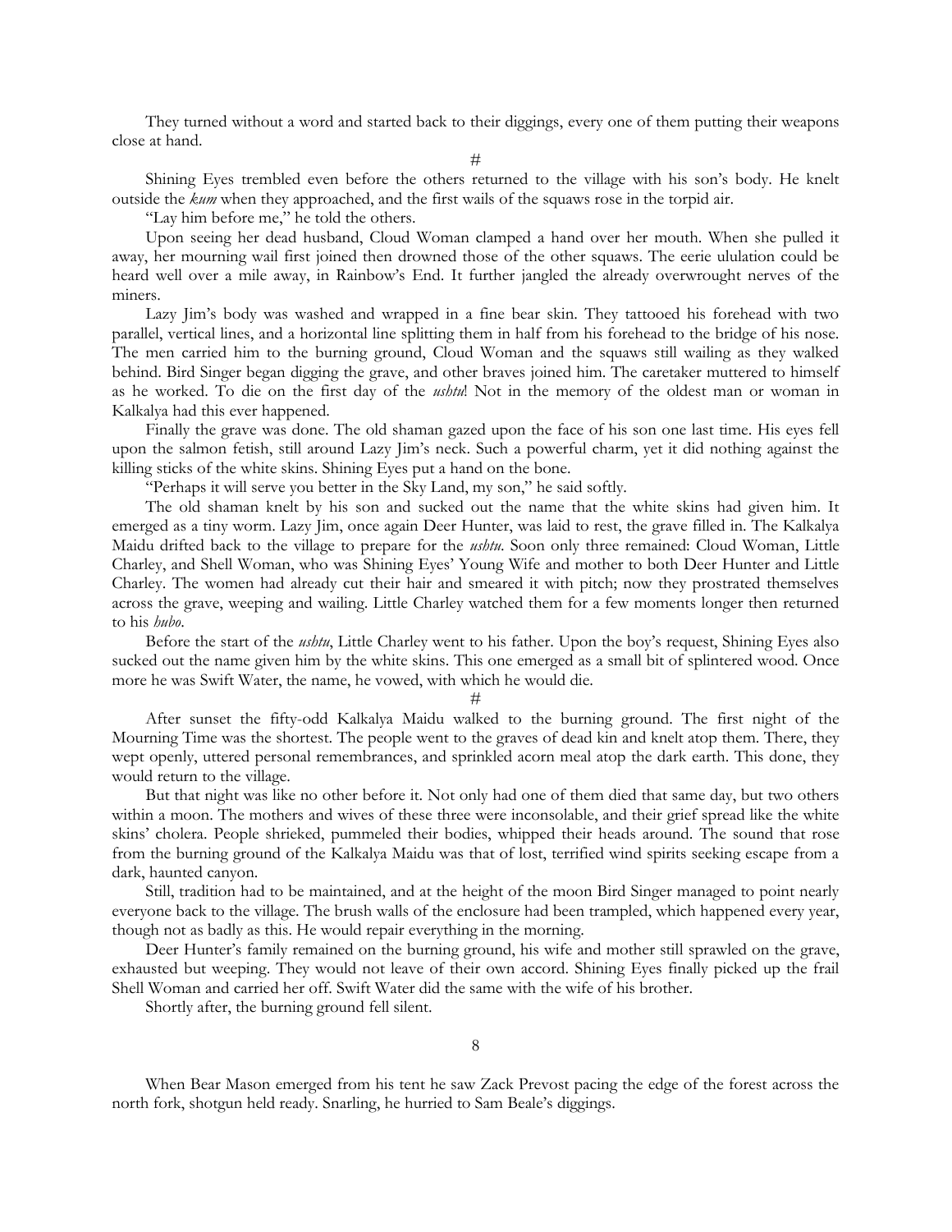They turned without a word and started back to their diggings, every one of them putting their weapons close at hand.

#

Shining Eyes trembled even before the others returned to the village with his son's body. He knelt outside the *kum* when they approached, and the first wails of the squaws rose in the torpid air.

"Lay him before me," he told the others.

Upon seeing her dead husband, Cloud Woman clamped a hand over her mouth. When she pulled it away, her mourning wail first joined then drowned those of the other squaws. The eerie ululation could be heard well over a mile away, in Rainbow's End. It further jangled the already overwrought nerves of the miners.

Lazy Jim's body was washed and wrapped in a fine bear skin. They tattooed his forehead with two parallel, vertical lines, and a horizontal line splitting them in half from his forehead to the bridge of his nose. The men carried him to the burning ground, Cloud Woman and the squaws still wailing as they walked behind. Bird Singer began digging the grave, and other braves joined him. The caretaker muttered to himself as he worked. To die on the first day of the *ushtu*! Not in the memory of the oldest man or woman in Kalkalya had this ever happened.

Finally the grave was done. The old shaman gazed upon the face of his son one last time. His eyes fell upon the salmon fetish, still around Lazy Jim's neck. Such a powerful charm, yet it did nothing against the killing sticks of the white skins. Shining Eyes put a hand on the bone.

"Perhaps it will serve you better in the Sky Land, my son," he said softly.

The old shaman knelt by his son and sucked out the name that the white skins had given him. It emerged as a tiny worm. Lazy Jim, once again Deer Hunter, was laid to rest, the grave filled in. The Kalkalya Maidu drifted back to the village to prepare for the *ushtu*. Soon only three remained: Cloud Woman, Little Charley, and Shell Woman, who was Shining Eyes' Young Wife and mother to both Deer Hunter and Little Charley. The women had already cut their hair and smeared it with pitch; now they prostrated themselves across the grave, weeping and wailing. Little Charley watched them for a few moments longer then returned to his *hubo*.

Before the start of the *ushtu*, Little Charley went to his father. Upon the boy's request, Shining Eyes also sucked out the name given him by the white skins. This one emerged as a small bit of splintered wood. Once more he was Swift Water, the name, he vowed, with which he would die.

#

After sunset the fifty-odd Kalkalya Maidu walked to the burning ground. The first night of the Mourning Time was the shortest. The people went to the graves of dead kin and knelt atop them. There, they wept openly, uttered personal remembrances, and sprinkled acorn meal atop the dark earth. This done, they would return to the village.

But that night was like no other before it. Not only had one of them died that same day, but two others within a moon. The mothers and wives of these three were inconsolable, and their grief spread like the white skins' cholera. People shrieked, pummeled their bodies, whipped their heads around. The sound that rose from the burning ground of the Kalkalya Maidu was that of lost, terrified wind spirits seeking escape from a dark, haunted canyon.

Still, tradition had to be maintained, and at the height of the moon Bird Singer managed to point nearly everyone back to the village. The brush walls of the enclosure had been trampled, which happened every year, though not as badly as this. He would repair everything in the morning.

Deer Hunter's family remained on the burning ground, his wife and mother still sprawled on the grave, exhausted but weeping. They would not leave of their own accord. Shining Eyes finally picked up the frail Shell Woman and carried her off. Swift Water did the same with the wife of his brother.

Shortly after, the burning ground fell silent.

## 8

When Bear Mason emerged from his tent he saw Zack Prevost pacing the edge of the forest across the north fork, shotgun held ready. Snarling, he hurried to Sam Beale's diggings.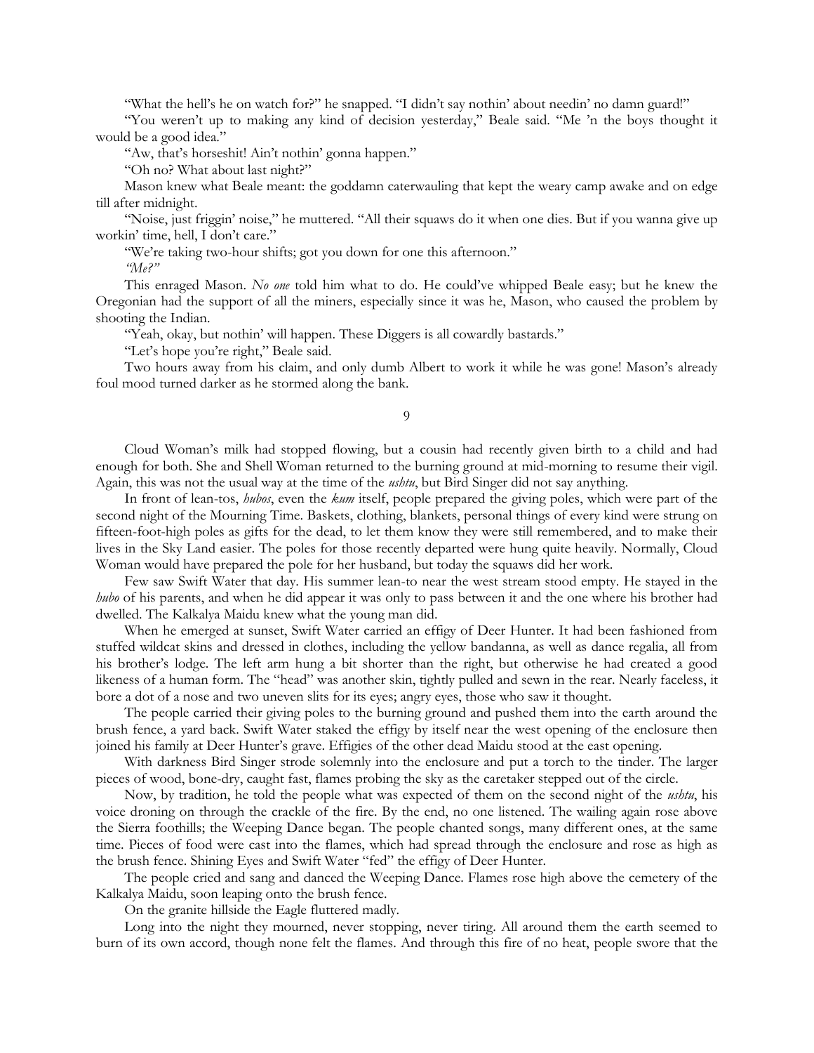"What the hell's he on watch for?" he snapped. "I didn't say nothin' about needin' no damn guard!"

"You weren't up to making any kind of decision yesterday," Beale said. "Me 'n the boys thought it would be a good idea."

"Aw, that's horseshit! Ain't nothin' gonna happen."

"Oh no? What about last night?"

Mason knew what Beale meant: the goddamn caterwauling that kept the weary camp awake and on edge till after midnight.

"Noise, just friggin' noise," he muttered. "All their squaws do it when one dies. But if you wanna give up workin' time, hell, I don't care."

"We're taking two-hour shifts; got you down for one this afternoon."

*"Me?"*

This enraged Mason. *No one* told him what to do. He could've whipped Beale easy; but he knew the Oregonian had the support of all the miners, especially since it was he, Mason, who caused the problem by shooting the Indian.

"Yeah, okay, but nothin' will happen. These Diggers is all cowardly bastards."

"Let's hope you're right," Beale said.

Two hours away from his claim, and only dumb Albert to work it while he was gone! Mason's already foul mood turned darker as he stormed along the bank.

9

Cloud Woman's milk had stopped flowing, but a cousin had recently given birth to a child and had enough for both. She and Shell Woman returned to the burning ground at mid-morning to resume their vigil. Again, this was not the usual way at the time of the *ushtu*, but Bird Singer did not say anything.

In front of lean-tos, *hubos*, even the *kum* itself, people prepared the giving poles, which were part of the second night of the Mourning Time. Baskets, clothing, blankets, personal things of every kind were strung on fifteen-foot-high poles as gifts for the dead, to let them know they were still remembered, and to make their lives in the Sky Land easier. The poles for those recently departed were hung quite heavily. Normally, Cloud Woman would have prepared the pole for her husband, but today the squaws did her work.

Few saw Swift Water that day. His summer lean-to near the west stream stood empty. He stayed in the *hubo* of his parents, and when he did appear it was only to pass between it and the one where his brother had dwelled. The Kalkalya Maidu knew what the young man did.

When he emerged at sunset, Swift Water carried an effigy of Deer Hunter. It had been fashioned from stuffed wildcat skins and dressed in clothes, including the yellow bandanna, as well as dance regalia, all from his brother's lodge. The left arm hung a bit shorter than the right, but otherwise he had created a good likeness of a human form. The "head" was another skin, tightly pulled and sewn in the rear. Nearly faceless, it bore a dot of a nose and two uneven slits for its eyes; angry eyes, those who saw it thought.

The people carried their giving poles to the burning ground and pushed them into the earth around the brush fence, a yard back. Swift Water staked the effigy by itself near the west opening of the enclosure then joined his family at Deer Hunter's grave. Effigies of the other dead Maidu stood at the east opening.

With darkness Bird Singer strode solemnly into the enclosure and put a torch to the tinder. The larger pieces of wood, bone-dry, caught fast, flames probing the sky as the caretaker stepped out of the circle.

Now, by tradition, he told the people what was expected of them on the second night of the *ushtu*, his voice droning on through the crackle of the fire. By the end, no one listened. The wailing again rose above the Sierra foothills; the Weeping Dance began. The people chanted songs, many different ones, at the same time. Pieces of food were cast into the flames, which had spread through the enclosure and rose as high as the brush fence. Shining Eyes and Swift Water "fed" the effigy of Deer Hunter.

The people cried and sang and danced the Weeping Dance. Flames rose high above the cemetery of the Kalkalya Maidu, soon leaping onto the brush fence.

On the granite hillside the Eagle fluttered madly.

Long into the night they mourned, never stopping, never tiring. All around them the earth seemed to burn of its own accord, though none felt the flames. And through this fire of no heat, people swore that the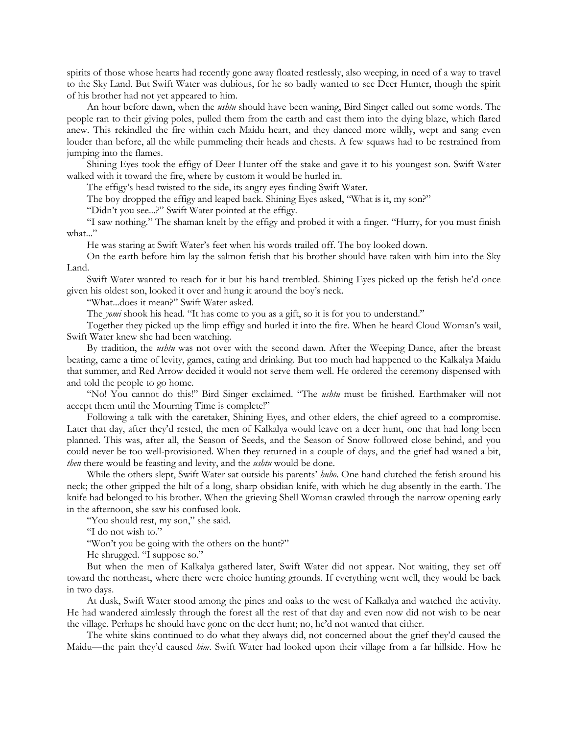spirits of those whose hearts had recently gone away floated restlessly, also weeping, in need of a way to travel to the Sky Land. But Swift Water was dubious, for he so badly wanted to see Deer Hunter, though the spirit of his brother had not yet appeared to him.

An hour before dawn, when the *ushtu* should have been waning, Bird Singer called out some words. The people ran to their giving poles, pulled them from the earth and cast them into the dying blaze, which flared anew. This rekindled the fire within each Maidu heart, and they danced more wildly, wept and sang even louder than before, all the while pummeling their heads and chests. A few squaws had to be restrained from jumping into the flames.

Shining Eyes took the effigy of Deer Hunter off the stake and gave it to his youngest son. Swift Water walked with it toward the fire, where by custom it would be hurled in.

The effigy's head twisted to the side, its angry eyes finding Swift Water.

The boy dropped the effigy and leaped back. Shining Eyes asked, "What is it, my son?"

"Didn't you see...?" Swift Water pointed at the effigy.

"I saw nothing." The shaman knelt by the effigy and probed it with a finger. "Hurry, for you must finish what..."

He was staring at Swift Water's feet when his words trailed off. The boy looked down.

On the earth before him lay the salmon fetish that his brother should have taken with him into the Sky Land.

Swift Water wanted to reach for it but his hand trembled. Shining Eyes picked up the fetish he'd once given his oldest son, looked it over and hung it around the boy's neck.

"What...does it mean?" Swift Water asked.

The *yomi* shook his head. "It has come to you as a gift, so it is for you to understand."

Together they picked up the limp effigy and hurled it into the fire. When he heard Cloud Woman's wail, Swift Water knew she had been watching.

By tradition, the *ushtu* was not over with the second dawn. After the Weeping Dance, after the breast beating, came a time of levity, games, eating and drinking. But too much had happened to the Kalkalya Maidu that summer, and Red Arrow decided it would not serve them well. He ordered the ceremony dispensed with and told the people to go home.

"No! You cannot do this!" Bird Singer exclaimed. "The *ushtu* must be finished. Earthmaker will not accept them until the Mourning Time is complete!"

Following a talk with the caretaker, Shining Eyes, and other elders, the chief agreed to a compromise. Later that day, after they'd rested, the men of Kalkalya would leave on a deer hunt, one that had long been planned. This was, after all, the Season of Seeds, and the Season of Snow followed close behind, and you could never be too well-provisioned. When they returned in a couple of days, and the grief had waned a bit, *then* there would be feasting and levity, and the *ushtu* would be done.

While the others slept, Swift Water sat outside his parents' *hubo*. One hand clutched the fetish around his neck; the other gripped the hilt of a long, sharp obsidian knife, with which he dug absently in the earth. The knife had belonged to his brother. When the grieving Shell Woman crawled through the narrow opening early in the afternoon, she saw his confused look.

"You should rest, my son," she said.

"I do not wish to."

"Won't you be going with the others on the hunt?"

He shrugged. "I suppose so."

But when the men of Kalkalya gathered later, Swift Water did not appear. Not waiting, they set off toward the northeast, where there were choice hunting grounds. If everything went well, they would be back in two days.

At dusk, Swift Water stood among the pines and oaks to the west of Kalkalya and watched the activity. He had wandered aimlessly through the forest all the rest of that day and even now did not wish to be near the village. Perhaps he should have gone on the deer hunt; no, he'd not wanted that either.

The white skins continued to do what they always did, not concerned about the grief they'd caused the Maidu—the pain they'd caused *him*. Swift Water had looked upon their village from a far hillside. How he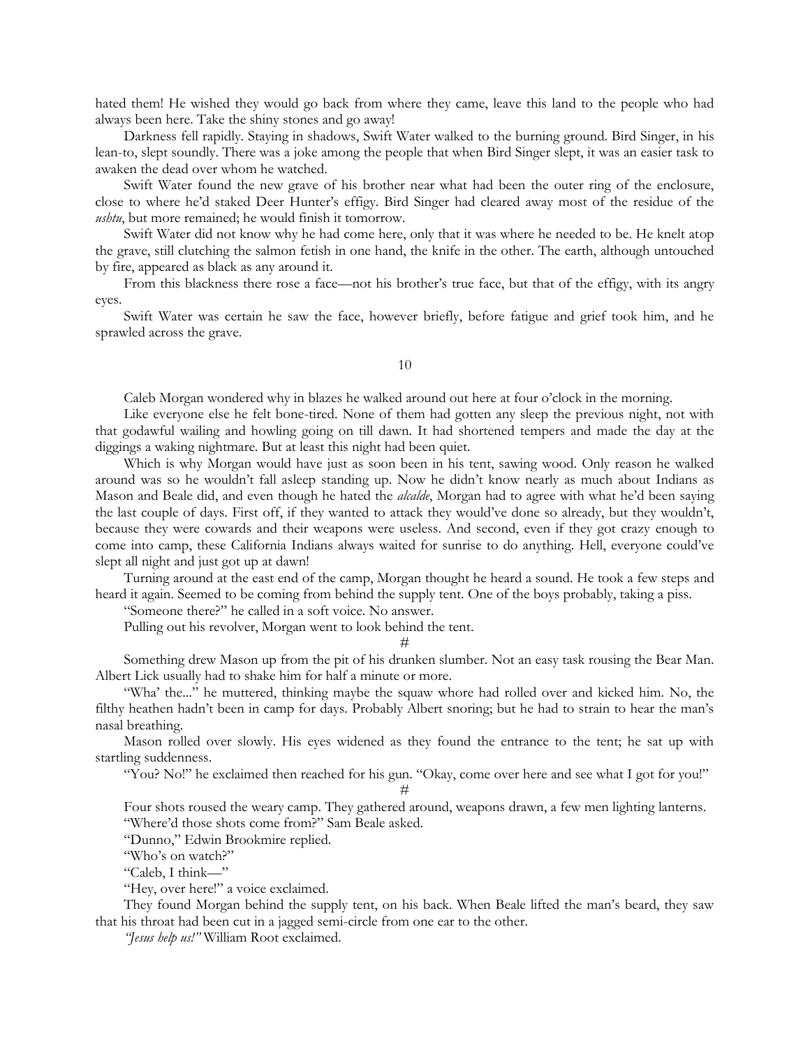hated them! He wished they would go back from where they came, leave this land to the people who had always been here. Take the shiny stones and go away!

Darkness fell rapidly. Staying in shadows, Swift Water walked to the burning ground. Bird Singer, in his lean-to, slept soundly. There was a joke among the people that when Bird Singer slept, it was an easier task to awaken the dead over whom he watched.

Swift Water found the new grave of his brother near what had been the outer ring of the enclosure, close to where he'd staked Deer Hunter's effigy. Bird Singer had cleared away most of the residue of the *ushtu*, but more remained; he would finish it tomorrow.

Swift Water did not know why he had come here, only that it was where he needed to be. He knelt atop the grave, still clutching the salmon fetish in one hand, the knife in the other. The earth, although untouched by fire, appeared as black as any around it.

From this blackness there rose a face—not his brother's true face, but that of the effigy, with its angry eyes.

Swift Water was certain he saw the face, however briefly, before fatigue and grief took him, and he sprawled across the grave.

## 10

Caleb Morgan wondered why in blazes he walked around out here at four o'clock in the morning.

Like everyone else he felt bone-tired. None of them had gotten any sleep the previous night, not with that godawful wailing and howling going on till dawn. It had shortened tempers and made the day at the diggings a waking nightmare. But at least this night had been quiet.

Which is why Morgan would have just as soon been in his tent, sawing wood. Only reason he walked around was so he wouldn't fall asleep standing up. Now he didn't know nearly as much about Indians as Mason and Beale did, and even though he hated the *alcalde*, Morgan had to agree with what he'd been saying the last couple of days. First off, if they wanted to attack they would've done so already, but they wouldn't, because they were cowards and their weapons were useless. And second, even if they got crazy enough to come into camp, these California Indians always waited for sunrise to do anything. Hell, everyone could've slept all night and just got up at dawn!

Turning around at the east end of the camp, Morgan thought he heard a sound. He took a few steps and heard it again. Seemed to be coming from behind the supply tent. One of the boys probably, taking a piss.

"Someone there?" he called in a soft voice. No answer.

Pulling out his revolver, Morgan went to look behind the tent.

#

Something drew Mason up from the pit of his drunken slumber. Not an easy task rousing the Bear Man. Albert Lick usually had to shake him for half a minute or more.

"Wha' the..." he muttered, thinking maybe the squaw whore had rolled over and kicked him. No, the filthy heathen hadn't been in camp for days. Probably Albert snoring; but he had to strain to hear the man's nasal breathing.

Mason rolled over slowly. His eyes widened as they found the entrance to the tent; he sat up with startling suddenness.

"You? No!" he exclaimed then reached for his gun. "Okay, come over here and see what I got for you!"

#

Four shots roused the weary camp. They gathered around, weapons drawn, a few men lighting lanterns.

"Where'd those shots come from?" Sam Beale asked.

"Dunno," Edwin Brookmire replied.

"Who's on watch?"

"Caleb, I think—"

"Hey, over here!" a voice exclaimed.

They found Morgan behind the supply tent, on his back. When Beale lifted the man's beard, they saw that his throat had been cut in a jagged semi-circle from one ear to the other.

*"Jesus help us!"* William Root exclaimed.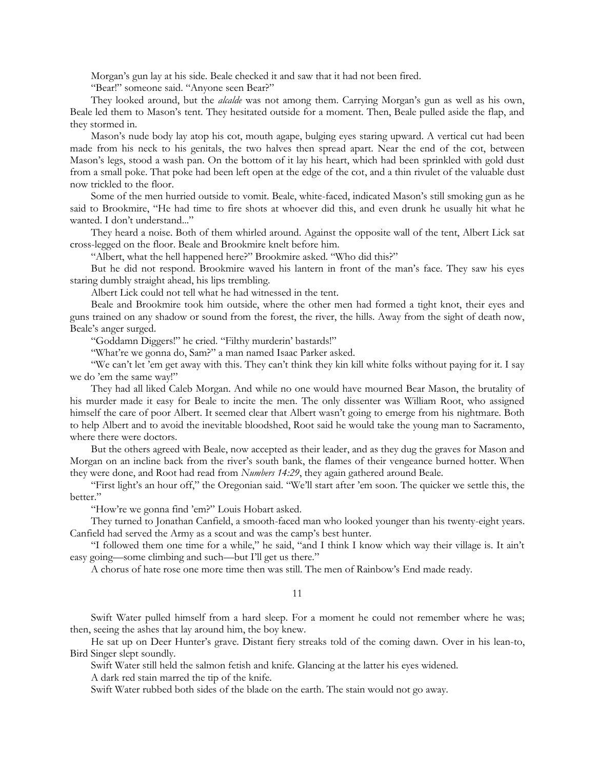Morgan's gun lay at his side. Beale checked it and saw that it had not been fired.

"Bear!" someone said. "Anyone seen Bear?"

They looked around, but the *alcalde* was not among them. Carrying Morgan's gun as well as his own, Beale led them to Mason's tent. They hesitated outside for a moment. Then, Beale pulled aside the flap, and they stormed in.

Mason's nude body lay atop his cot, mouth agape, bulging eyes staring upward. A vertical cut had been made from his neck to his genitals, the two halves then spread apart. Near the end of the cot, between Mason's legs, stood a wash pan. On the bottom of it lay his heart, which had been sprinkled with gold dust from a small poke. That poke had been left open at the edge of the cot, and a thin rivulet of the valuable dust now trickled to the floor.

Some of the men hurried outside to vomit. Beale, white-faced, indicated Mason's still smoking gun as he said to Brookmire, "He had time to fire shots at whoever did this, and even drunk he usually hit what he wanted. I don't understand..."

They heard a noise. Both of them whirled around. Against the opposite wall of the tent, Albert Lick sat cross-legged on the floor. Beale and Brookmire knelt before him.

"Albert, what the hell happened here?" Brookmire asked. "Who did this?"

But he did not respond. Brookmire waved his lantern in front of the man's face. They saw his eyes staring dumbly straight ahead, his lips trembling.

Albert Lick could not tell what he had witnessed in the tent.

Beale and Brookmire took him outside, where the other men had formed a tight knot, their eyes and guns trained on any shadow or sound from the forest, the river, the hills. Away from the sight of death now, Beale's anger surged.

"Goddamn Diggers!" he cried. "Filthy murderin' bastards!"

"What're we gonna do, Sam?" a man named Isaac Parker asked.

"We can't let 'em get away with this. They can't think they kin kill white folks without paying for it. I say we do 'em the same way!"

They had all liked Caleb Morgan. And while no one would have mourned Bear Mason, the brutality of his murder made it easy for Beale to incite the men. The only dissenter was William Root, who assigned himself the care of poor Albert. It seemed clear that Albert wasn't going to emerge from his nightmare. Both to help Albert and to avoid the inevitable bloodshed, Root said he would take the young man to Sacramento, where there were doctors.

But the others agreed with Beale, now accepted as their leader, and as they dug the graves for Mason and Morgan on an incline back from the river's south bank, the flames of their vengeance burned hotter. When they were done, and Root had read from *Numbers 14:29*, they again gathered around Beale.

"First light's an hour off," the Oregonian said. "We'll start after 'em soon. The quicker we settle this, the better."

"How're we gonna find 'em?" Louis Hobart asked.

They turned to Jonathan Canfield, a smooth-faced man who looked younger than his twenty-eight years. Canfield had served the Army as a scout and was the camp's best hunter.

"I followed them one time for a while," he said, "and I think I know which way their village is. It ain't easy going—some climbing and such—but I'll get us there."

A chorus of hate rose one more time then was still. The men of Rainbow's End made ready.

## 11

Swift Water pulled himself from a hard sleep. For a moment he could not remember where he was; then, seeing the ashes that lay around him, the boy knew.

He sat up on Deer Hunter's grave. Distant fiery streaks told of the coming dawn. Over in his lean-to, Bird Singer slept soundly.

Swift Water still held the salmon fetish and knife. Glancing at the latter his eyes widened.

A dark red stain marred the tip of the knife.

Swift Water rubbed both sides of the blade on the earth. The stain would not go away.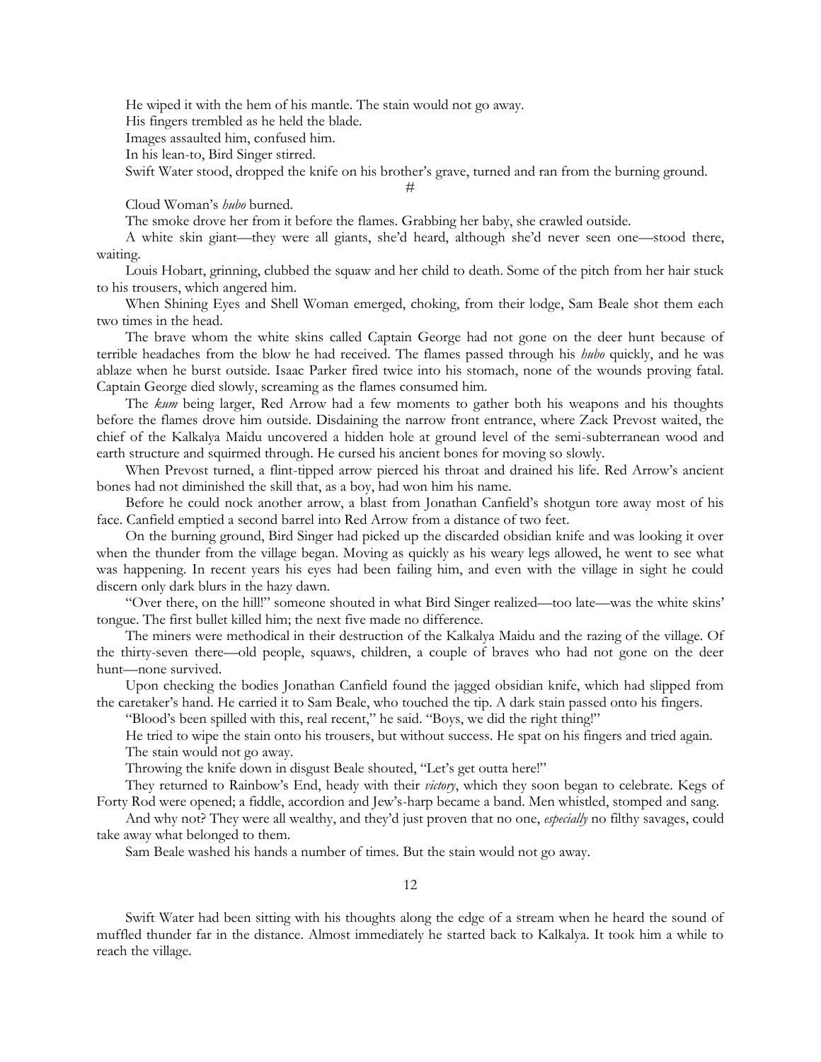He wiped it with the hem of his mantle. The stain would not go away.

His fingers trembled as he held the blade.

Images assaulted him, confused him.

In his lean-to, Bird Singer stirred.

Swift Water stood, dropped the knife on his brother's grave, turned and ran from the burning ground.

#

Cloud Woman's *hubo* burned.

The smoke drove her from it before the flames. Grabbing her baby, she crawled outside.

A white skin giant—they were all giants, she'd heard, although she'd never seen one—stood there, waiting.

Louis Hobart, grinning, clubbed the squaw and her child to death. Some of the pitch from her hair stuck to his trousers, which angered him.

When Shining Eyes and Shell Woman emerged, choking, from their lodge, Sam Beale shot them each two times in the head.

The brave whom the white skins called Captain George had not gone on the deer hunt because of terrible headaches from the blow he had received. The flames passed through his *hubo* quickly, and he was ablaze when he burst outside. Isaac Parker fired twice into his stomach, none of the wounds proving fatal. Captain George died slowly, screaming as the flames consumed him.

The *kum* being larger, Red Arrow had a few moments to gather both his weapons and his thoughts before the flames drove him outside. Disdaining the narrow front entrance, where Zack Prevost waited, the chief of the Kalkalya Maidu uncovered a hidden hole at ground level of the semi-subterranean wood and earth structure and squirmed through. He cursed his ancient bones for moving so slowly.

When Prevost turned, a flint-tipped arrow pierced his throat and drained his life. Red Arrow's ancient bones had not diminished the skill that, as a boy, had won him his name.

Before he could nock another arrow, a blast from Jonathan Canfield's shotgun tore away most of his face. Canfield emptied a second barrel into Red Arrow from a distance of two feet.

On the burning ground, Bird Singer had picked up the discarded obsidian knife and was looking it over when the thunder from the village began. Moving as quickly as his weary legs allowed, he went to see what was happening. In recent years his eyes had been failing him, and even with the village in sight he could discern only dark blurs in the hazy dawn.

"Over there, on the hill!" someone shouted in what Bird Singer realized—too late—was the white skins' tongue. The first bullet killed him; the next five made no difference.

The miners were methodical in their destruction of the Kalkalya Maidu and the razing of the village. Of the thirty-seven there—old people, squaws, children, a couple of braves who had not gone on the deer hunt—none survived.

Upon checking the bodies Jonathan Canfield found the jagged obsidian knife, which had slipped from the caretaker's hand. He carried it to Sam Beale, who touched the tip. A dark stain passed onto his fingers.

"Blood's been spilled with this, real recent," he said. "Boys, we did the right thing!"

He tried to wipe the stain onto his trousers, but without success. He spat on his fingers and tried again.

The stain would not go away.

Throwing the knife down in disgust Beale shouted, "Let's get outta here!"

They returned to Rainbow's End, heady with their *victory*, which they soon began to celebrate. Kegs of Forty Rod were opened; a fiddle, accordion and Jew's-harp became a band. Men whistled, stomped and sang.

And why not? They were all wealthy, and they'd just proven that no one, *especially* no filthy savages, could take away what belonged to them.

Sam Beale washed his hands a number of times. But the stain would not go away.

## 12

Swift Water had been sitting with his thoughts along the edge of a stream when he heard the sound of muffled thunder far in the distance. Almost immediately he started back to Kalkalya. It took him a while to reach the village.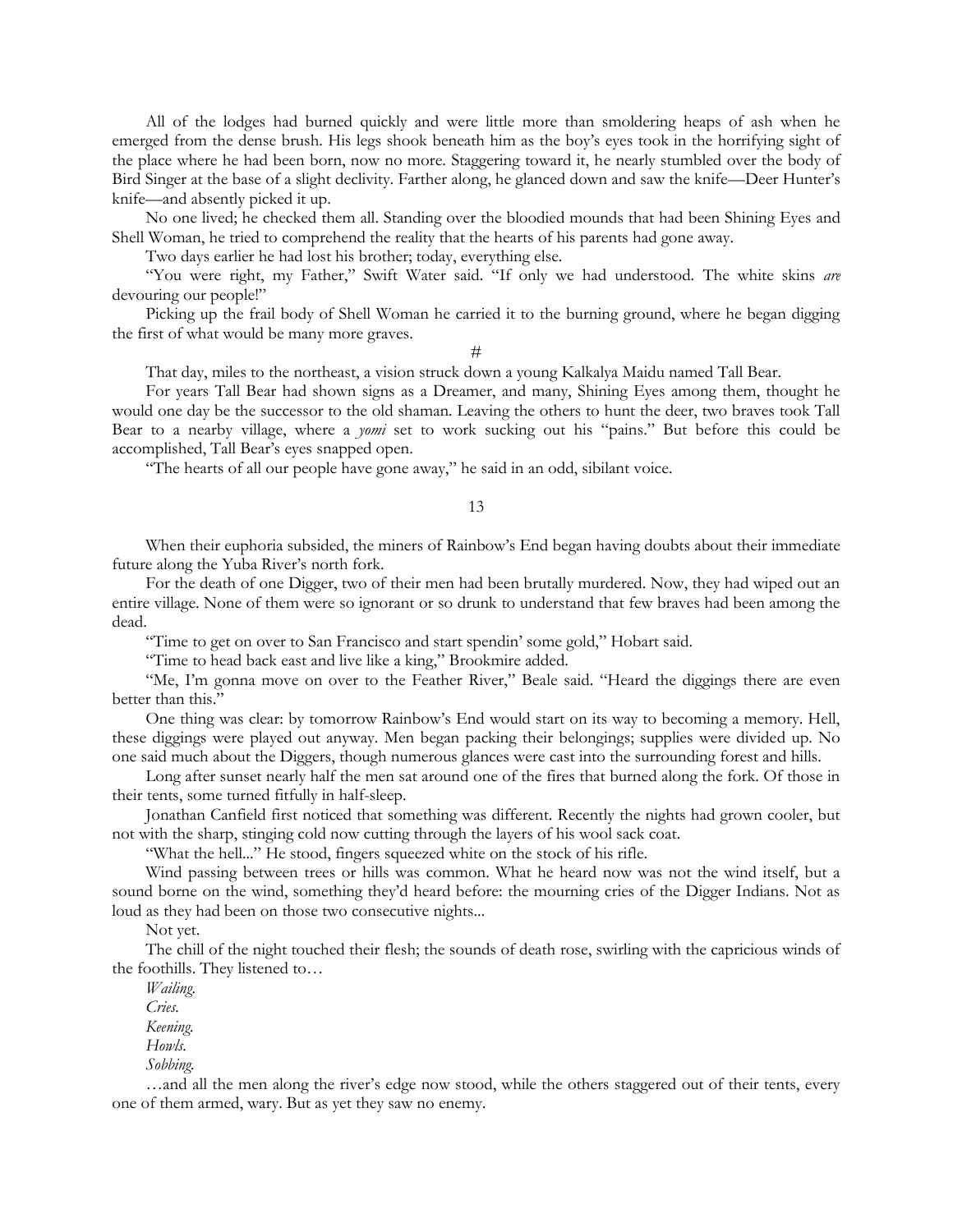All of the lodges had burned quickly and were little more than smoldering heaps of ash when he emerged from the dense brush. His legs shook beneath him as the boy's eyes took in the horrifying sight of the place where he had been born, now no more. Staggering toward it, he nearly stumbled over the body of Bird Singer at the base of a slight declivity. Farther along, he glanced down and saw the knife—Deer Hunter's knife—and absently picked it up.

No one lived; he checked them all. Standing over the bloodied mounds that had been Shining Eyes and Shell Woman, he tried to comprehend the reality that the hearts of his parents had gone away.

Two days earlier he had lost his brother; today, everything else.

"You were right, my Father," Swift Water said. "If only we had understood. The white skins *are* devouring our people!"

Picking up the frail body of Shell Woman he carried it to the burning ground, where he began digging the first of what would be many more graves.

#

That day, miles to the northeast, a vision struck down a young Kalkalya Maidu named Tall Bear.

For years Tall Bear had shown signs as a Dreamer, and many, Shining Eyes among them, thought he would one day be the successor to the old shaman. Leaving the others to hunt the deer, two braves took Tall Bear to a nearby village, where a *yomi* set to work sucking out his "pains." But before this could be accomplished, Tall Bear's eyes snapped open.

"The hearts of all our people have gone away," he said in an odd, sibilant voice.

## 13

When their euphoria subsided, the miners of Rainbow's End began having doubts about their immediate future along the Yuba River's north fork.

For the death of one Digger, two of their men had been brutally murdered. Now, they had wiped out an entire village. None of them were so ignorant or so drunk to understand that few braves had been among the dead.

"Time to get on over to San Francisco and start spendin' some gold," Hobart said.

"Time to head back east and live like a king," Brookmire added.

"Me, I'm gonna move on over to the Feather River," Beale said. "Heard the diggings there are even better than this."

One thing was clear: by tomorrow Rainbow's End would start on its way to becoming a memory. Hell, these diggings were played out anyway. Men began packing their belongings; supplies were divided up. No one said much about the Diggers, though numerous glances were cast into the surrounding forest and hills.

Long after sunset nearly half the men sat around one of the fires that burned along the fork. Of those in their tents, some turned fitfully in half-sleep.

Jonathan Canfield first noticed that something was different. Recently the nights had grown cooler, but not with the sharp, stinging cold now cutting through the layers of his wool sack coat.

"What the hell..." He stood, fingers squeezed white on the stock of his rifle.

Wind passing between trees or hills was common. What he heard now was not the wind itself, but a sound borne on the wind, something they'd heard before: the mourning cries of the Digger Indians. Not as loud as they had been on those two consecutive nights...

Not yet.

The chill of the night touched their flesh; the sounds of death rose, swirling with the capricious winds of the foothills. They listened to…

*Wailing.*

*Cries.*

*Keening.*

*Howls.*

*Sobbing.*

…and all the men along the river's edge now stood, while the others staggered out of their tents, every one of them armed, wary. But as yet they saw no enemy.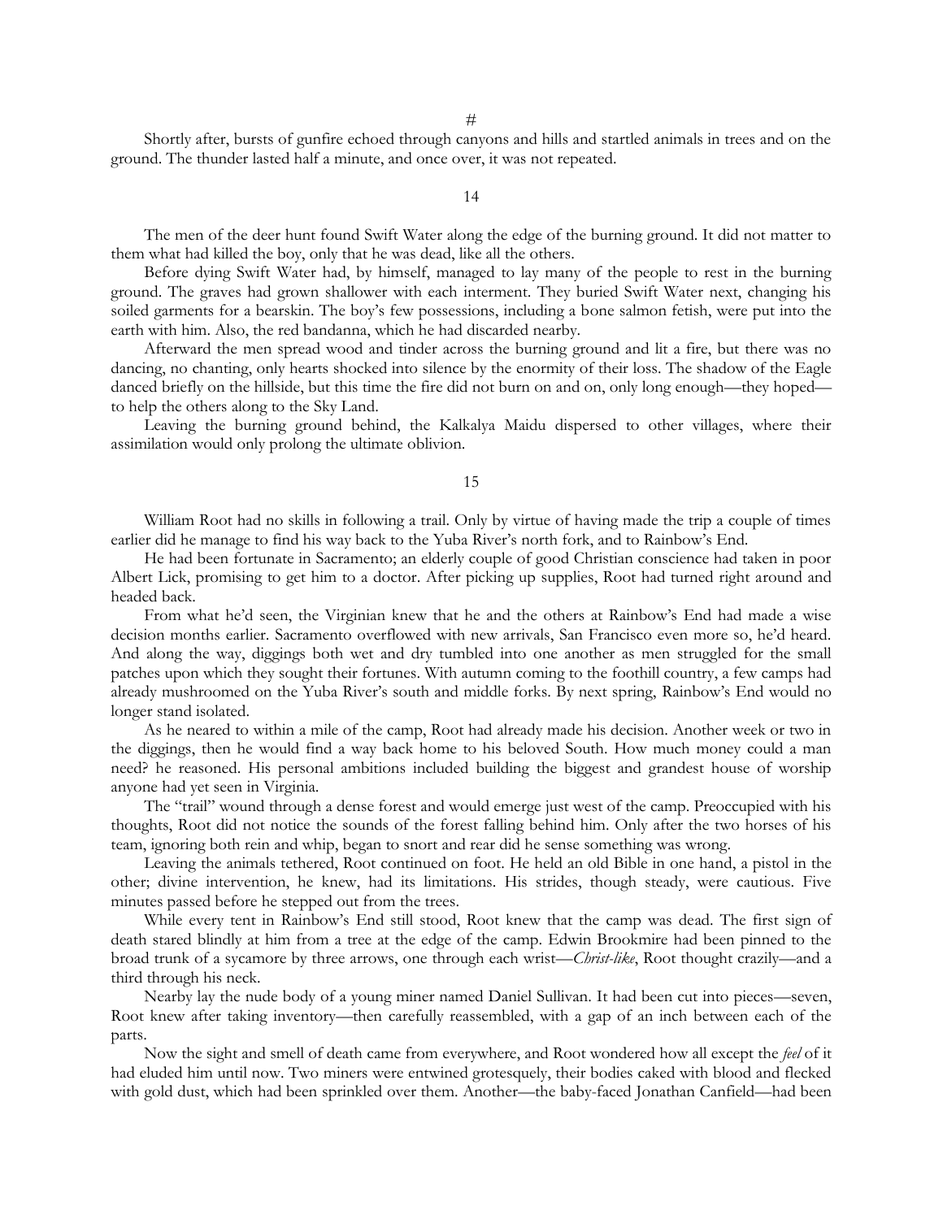#

Shortly after, bursts of gunfire echoed through canyons and hills and startled animals in trees and on the ground. The thunder lasted half a minute, and once over, it was not repeated.

14

The men of the deer hunt found Swift Water along the edge of the burning ground. It did not matter to them what had killed the boy, only that he was dead, like all the others.

Before dying Swift Water had, by himself, managed to lay many of the people to rest in the burning ground. The graves had grown shallower with each interment. They buried Swift Water next, changing his soiled garments for a bearskin. The boy's few possessions, including a bone salmon fetish, were put into the earth with him. Also, the red bandanna, which he had discarded nearby.

Afterward the men spread wood and tinder across the burning ground and lit a fire, but there was no dancing, no chanting, only hearts shocked into silence by the enormity of their loss. The shadow of the Eagle danced briefly on the hillside, but this time the fire did not burn on and on, only long enough—they hoped—to help the others along to the Sky Land.

Leaving the burning ground behind, the Kalkalya Maidu dispersed to other villages, where their assimilation would only prolong the ultimate oblivion.

15

William Root had no skills in following a trail. Only by virtue of having made the trip a couple of times earlier did he manage to find his way back to the Yuba River's north fork, and to Rainbow's End.

He had been fortunate in Sacramento; an elderly couple of good Christian conscience had taken in poor Albert Lick, promising to get him to a doctor. After picking up supplies, Root had turned right around and headed back.

From what he'd seen, the Virginian knew that he and the others at Rainbow's End had made a wise decision months earlier. Sacramento overflowed with new arrivals, San Francisco even more so, he'd heard. And along the way, diggings both wet and dry tumbled into one another as men struggled for the small patches upon which they sought their fortunes. With autumn coming to the foothill country, a few camps had already mushroomed on the Yuba River's south and middle forks. By next spring, Rainbow's End would no longer stand isolated.

As he neared to within a mile of the camp, Root had already made his decision. Another week or two in the diggings, then he would find a way back home to his beloved South. How much money could a man need? he reasoned. His personal ambitions included building the biggest and grandest house of worship anyone had yet seen in Virginia.

The "trail" wound through a dense forest and would emerge just west of the camp. Preoccupied with his thoughts, Root did not notice the sounds of the forest falling behind him. Only after the two horses of his team, ignoring both rein and whip, began to snort and rear did he sense something was wrong.

Leaving the animals tethered, Root continued on foot. He held an old Bible in one hand, a pistol in the other; divine intervention, he knew, had its limitations. His strides, though steady, were cautious. Five minutes passed before he stepped out from the trees.

While every tent in Rainbow's End still stood, Root knew that the camp was dead. The first sign of death stared blindly at him from a tree at the edge of the camp. Edwin Brookmire had been pinned to the broad trunk of a sycamore by three arrows, one through each wrist—*Christ-like*, Root thought crazily—and a third through his neck.

Nearby lay the nude body of a young miner named Daniel Sullivan. It had been cut into pieces—seven, Root knew after taking inventory—then carefully reassembled, with a gap of an inch between each of the parts.

Now the sight and smell of death came from everywhere, and Root wondered how all except the *feel* of it had eluded him until now. Two miners were entwined grotesquely, their bodies caked with blood and flecked with gold dust, which had been sprinkled over them. Another—the baby-faced Jonathan Canfield—had been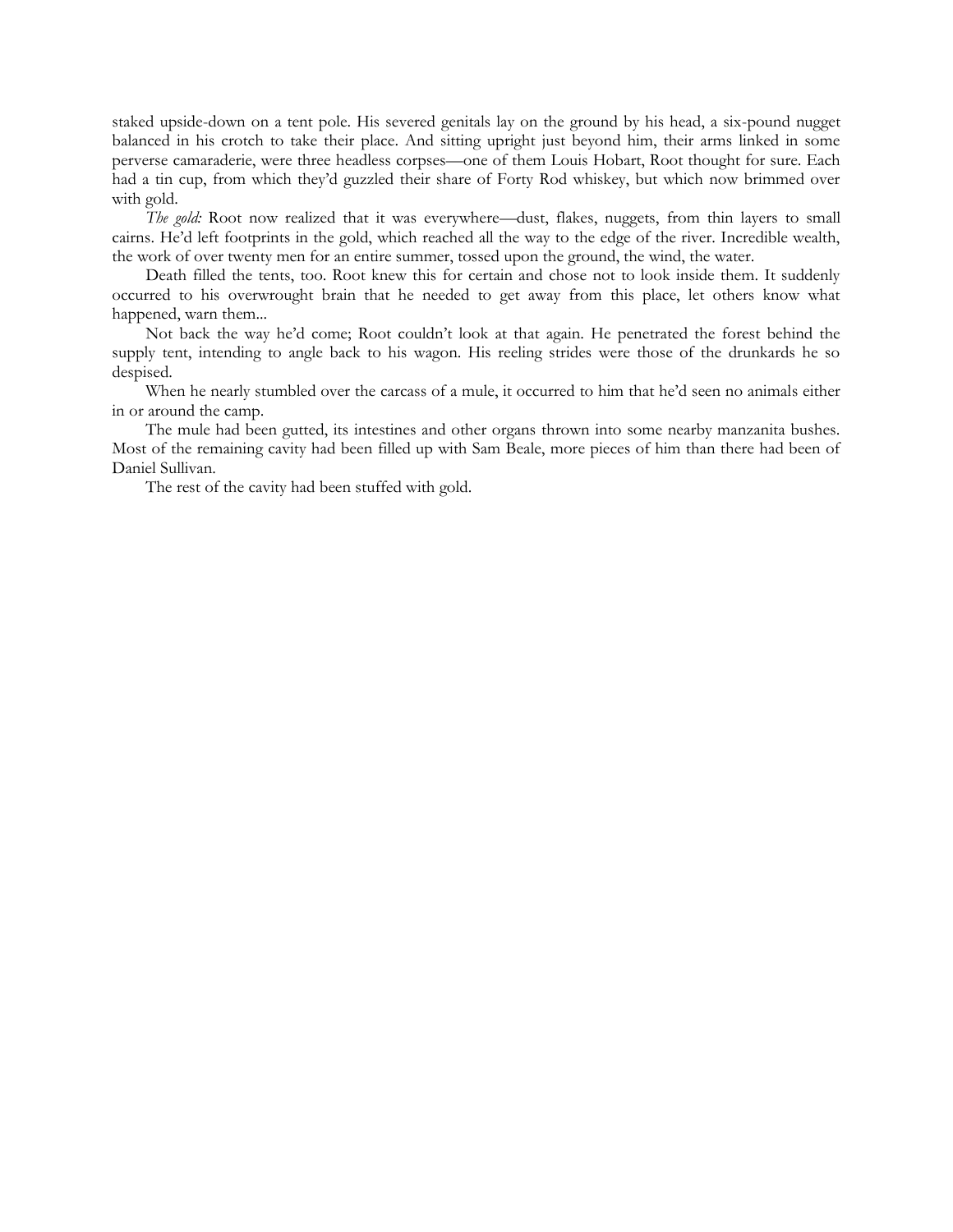staked upside-down on a tent pole. His severed genitals lay on the ground by his head, a six-pound nugget balanced in his crotch to take their place. And sitting upright just beyond him, their arms linked in some perverse camaraderie, were three headless corpses—one of them Louis Hobart, Root thought for sure. Each had a tin cup, from which they'd guzzled their share of Forty Rod whiskey, but which now brimmed over with gold.

*The gold:* Root now realized that it was everywhere—dust, flakes, nuggets, from thin layers to small cairns. He'd left footprints in the gold, which reached all the way to the edge of the river. Incredible wealth, the work of over twenty men for an entire summer, tossed upon the ground, the wind, the water.

Death filled the tents, too. Root knew this for certain and chose not to look inside them. It suddenly occurred to his overwrought brain that he needed to get away from this place, let others know what happened, warn them...

Not back the way he'd come; Root couldn't look at that again. He penetrated the forest behind the supply tent, intending to angle back to his wagon. His reeling strides were those of the drunkards he so despised.

When he nearly stumbled over the carcass of a mule, it occurred to him that he'd seen no animals either in or around the camp.

The mule had been gutted, its intestines and other organs thrown into some nearby manzanita bushes. Most of the remaining cavity had been filled up with Sam Beale, more pieces of him than there had been of Daniel Sullivan.

The rest of the cavity had been stuffed with gold.